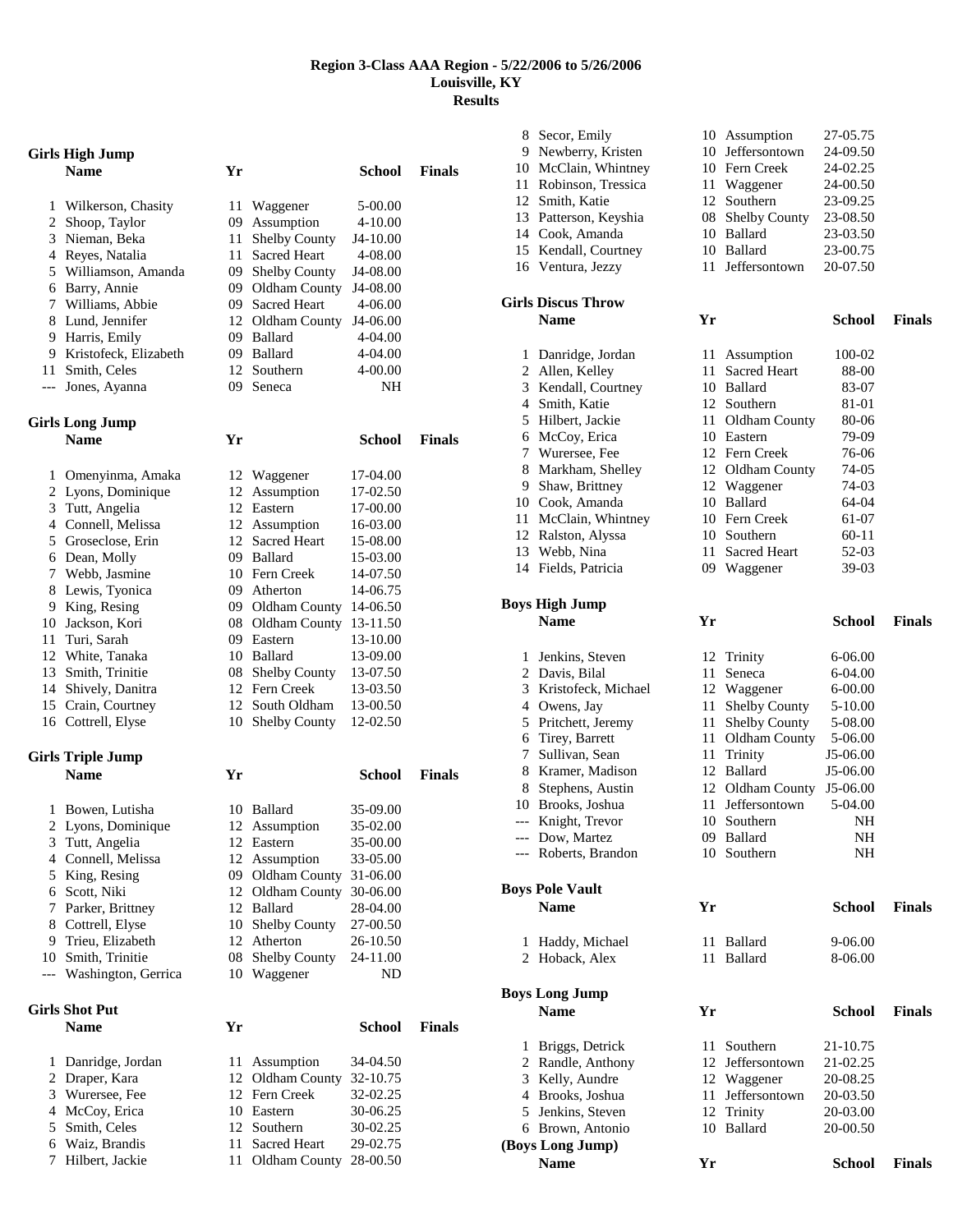# Region 3-Class AAA Region - 5/22/2006 to 5/26/2006
## Louisville, KY
## Results

### Girls High Jump

| | Name | Yr | School | Finals |
|---|---|---|---|---|
| 1 | Wilkerson, Chasity | 11 | Waggener | 5-00.00 |
| 2 | Shoop, Taylor | 09 | Assumption | 4-10.00 |
| 3 | Nieman, Beka | 11 | Shelby County | J4-10.00 |
| 4 | Reyes, Natalia | 11 | Sacred Heart | 4-08.00 |
| 5 | Williamson, Amanda | 09 | Shelby County | J4-08.00 |
| 6 | Barry, Annie | 09 | Oldham County | J4-08.00 |
| 7 | Williams, Abbie | 09 | Sacred Heart | 4-06.00 |
| 8 | Lund, Jennifer | 12 | Oldham County | J4-06.00 |
| 9 | Harris, Emily | 09 | Ballard | 4-04.00 |
| 9 | Kristofeck, Elizabeth | 09 | Ballard | 4-04.00 |
| 11 | Smith, Celes | 12 | Southern | 4-00.00 |
| --- | Jones, Ayanna | 09 | Seneca | NH |

### Girls Long Jump

| | Name | Yr | School | Finals |
|---|---|---|---|---|
| 1 | Omenyinma, Amaka | 12 | Waggener | 17-04.00 |
| 2 | Lyons, Dominique | 12 | Assumption | 17-02.50 |
| 3 | Tutt, Angelia | 12 | Eastern | 17-00.00 |
| 4 | Connell, Melissa | 12 | Assumption | 16-03.00 |
| 5 | Groseclose, Erin | 12 | Sacred Heart | 15-08.00 |
| 6 | Dean, Molly | 09 | Ballard | 15-03.00 |
| 7 | Webb, Jasmine | 10 | Fern Creek | 14-07.50 |
| 8 | Lewis, Tyonica | 09 | Atherton | 14-06.75 |
| 9 | King, Resing | 09 | Oldham County | 14-06.50 |
| 10 | Jackson, Kori | 08 | Oldham County | 13-11.50 |
| 11 | Turi, Sarah | 09 | Eastern | 13-10.00 |
| 12 | White, Tanaka | 10 | Ballard | 13-09.00 |
| 13 | Smith, Trinitie | 08 | Shelby County | 13-07.50 |
| 14 | Shively, Danitra | 12 | Fern Creek | 13-03.50 |
| 15 | Crain, Courtney | 12 | South Oldham | 13-00.50 |
| 16 | Cottrell, Elyse | 10 | Shelby County | 12-02.50 |

### Girls Triple Jump

| | Name | Yr | School | Finals |
|---|---|---|---|---|
| 1 | Bowen, Lutisha | 10 | Ballard | 35-09.00 |
| 2 | Lyons, Dominique | 12 | Assumption | 35-02.00 |
| 3 | Tutt, Angelia | 12 | Eastern | 35-00.00 |
| 4 | Connell, Melissa | 12 | Assumption | 33-05.00 |
| 5 | King, Resing | 09 | Oldham County | 31-06.00 |
| 6 | Scott, Niki | 12 | Oldham County | 30-06.00 |
| 7 | Parker, Brittney | 12 | Ballard | 28-04.00 |
| 8 | Cottrell, Elyse | 10 | Shelby County | 27-00.50 |
| 9 | Trieu, Elizabeth | 12 | Atherton | 26-10.50 |
| 10 | Smith, Trinitie | 08 | Shelby County | 24-11.00 |
| --- | Washington, Gerrica | 10 | Waggener | ND |

### Girls Shot Put

| | Name | Yr | School | Finals |
|---|---|---|---|---|
| 1 | Danridge, Jordan | 11 | Assumption | 34-04.50 |
| 2 | Draper, Kara | 12 | Oldham County | 32-10.75 |
| 3 | Wurersee, Fee | 12 | Fern Creek | 32-02.25 |
| 4 | McCoy, Erica | 10 | Eastern | 30-06.25 |
| 5 | Smith, Celes | 12 | Southern | 30-02.25 |
| 6 | Waiz, Brandis | 11 | Sacred Heart | 29-02.75 |
| 7 | Hilbert, Jackie | 11 | Oldham County | 28-00.50 |
| 8 | Secor, Emily | 10 | Assumption | 27-05.75 |
| 9 | Newberry, Kristen | 10 | Jeffersontown | 24-09.50 |
| 10 | McClain, Whintney | 10 | Fern Creek | 24-02.25 |
| 11 | Robinson, Tressica | 11 | Waggener | 24-00.50 |
| 12 | Smith, Katie | 12 | Southern | 23-09.25 |
| 13 | Patterson, Keyshia | 08 | Shelby County | 23-08.50 |
| 14 | Cook, Amanda | 10 | Ballard | 23-03.50 |
| 15 | Kendall, Courtney | 10 | Ballard | 23-00.75 |
| 16 | Ventura, Jezzy | 11 | Jeffersontown | 20-07.50 |

### Girls Discus Throw

| | Name | Yr | School | Finals |
|---|---|---|---|---|
| 1 | Danridge, Jordan | 11 | Assumption | 100-02 |
| 2 | Allen, Kelley | 11 | Sacred Heart | 88-00 |
| 3 | Kendall, Courtney | 10 | Ballard | 83-07 |
| 4 | Smith, Katie | 12 | Southern | 81-01 |
| 5 | Hilbert, Jackie | 11 | Oldham County | 80-06 |
| 6 | McCoy, Erica | 10 | Eastern | 79-09 |
| 7 | Wurersee, Fee | 12 | Fern Creek | 76-06 |
| 8 | Markham, Shelley | 12 | Oldham County | 74-05 |
| 9 | Shaw, Brittney | 12 | Waggener | 74-03 |
| 10 | Cook, Amanda | 10 | Ballard | 64-04 |
| 11 | McClain, Whintney | 10 | Fern Creek | 61-07 |
| 12 | Ralston, Alyssa | 10 | Southern | 60-11 |
| 13 | Webb, Nina | 11 | Sacred Heart | 52-03 |
| 14 | Fields, Patricia | 09 | Waggener | 39-03 |

### Boys High Jump

| | Name | Yr | School | Finals |
|---|---|---|---|---|
| 1 | Jenkins, Steven | 12 | Trinity | 6-06.00 |
| 2 | Davis, Bilal | 11 | Seneca | 6-04.00 |
| 3 | Kristofeck, Michael | 12 | Waggener | 6-00.00 |
| 4 | Owens, Jay | 11 | Shelby County | 5-10.00 |
| 5 | Pritchett, Jeremy | 11 | Shelby County | 5-08.00 |
| 6 | Tirey, Barrett | 11 | Oldham County | 5-06.00 |
| 7 | Sullivan, Sean | 11 | Trinity | J5-06.00 |
| 8 | Kramer, Madison | 12 | Ballard | J5-06.00 |
| 8 | Stephens, Austin | 12 | Oldham County | J5-06.00 |
| 10 | Brooks, Joshua | 11 | Jeffersontown | 5-04.00 |
| --- | Knight, Trevor | 10 | Southern | NH |
| --- | Dow, Martez | 09 | Ballard | NH |
| --- | Roberts, Brandon | 10 | Southern | NH |

### Boys Pole Vault

| | Name | Yr | School | Finals |
|---|---|---|---|---|
| 1 | Haddy, Michael | 11 | Ballard | 9-06.00 |
| 2 | Hoback, Alex | 11 | Ballard | 8-06.00 |

### Boys Long Jump

| | Name | Yr | School | Finals |
|---|---|---|---|---|
| 1 | Briggs, Detrick | 11 | Southern | 21-10.75 |
| 2 | Randle, Anthony | 12 | Jeffersontown | 21-02.25 |
| 3 | Kelly, Aundre | 12 | Waggener | 20-08.25 |
| 4 | Brooks, Joshua | 11 | Jeffersontown | 20-03.50 |
| 5 | Jenkins, Steven | 12 | Trinity | 20-03.00 |
| 6 | Brown, Antonio | 10 | Ballard | 20-00.50 |

### (Boys Long Jump)

| | Name | Yr | School | Finals |
|---|---|---|---|---|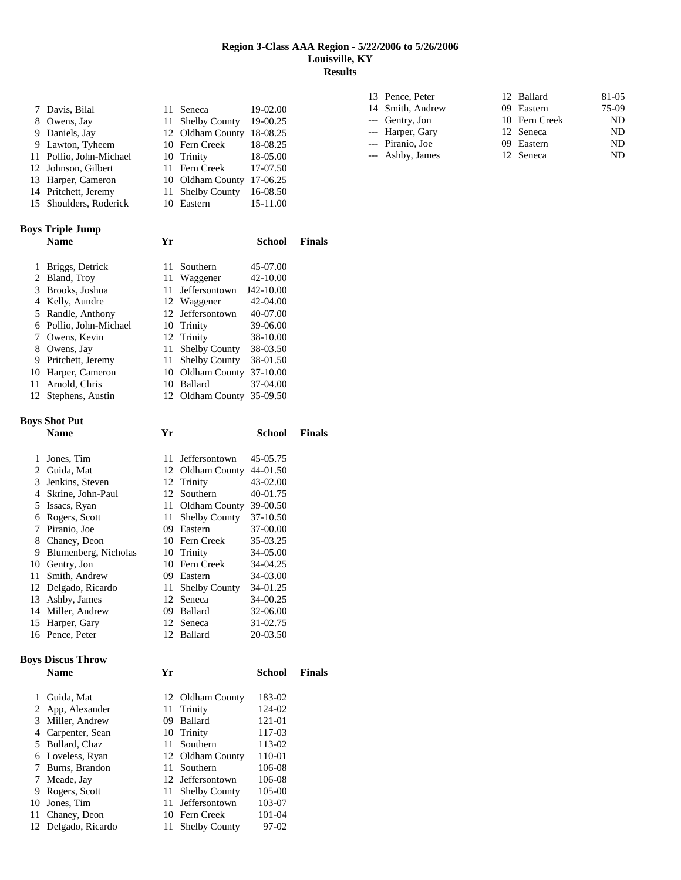# Region 3-Class AAA Region - 5/22/2006 to 5/26/2006
## Louisville, KY
## Results

| | | | | |
|---|---|---|---|---|
| 7 | Davis, Bilal | 11 | Seneca | 19-02.00 |
| 8 | Owens, Jay | 11 | Shelby County | 19-00.25 |
| 9 | Daniels, Jay | 12 | Oldham County | 18-08.25 |
| 9 | Lawton, Tyheem | 10 | Fern Creek | 18-08.25 |
| 11 | Pollio, John-Michael | 10 | Trinity | 18-05.00 |
| 12 | Johnson, Gilbert | 11 | Fern Creek | 17-07.50 |
| 13 | Harper, Cameron | 10 | Oldham County | 17-06.25 |
| 14 | Pritchett, Jeremy | 11 | Shelby County | 16-08.50 |
| 15 | Shoulders, Roderick | 10 | Eastern | 15-11.00 |

**Boys Triple Jump**

| | Name | Yr | School | Finals |
|---|---|---|---|---|
| 1 | Briggs, Detrick | 11 | Southern | 45-07.00 |
| 2 | Bland, Troy | 11 | Waggener | 42-10.00 |
| 3 | Brooks, Joshua | 11 | Jeffersontown | J42-10.00 |
| 4 | Kelly, Aundre | 12 | Waggener | 42-04.00 |
| 5 | Randle, Anthony | 12 | Jeffersontown | 40-07.00 |
| 6 | Pollio, John-Michael | 10 | Trinity | 39-06.00 |
| 7 | Owens, Kevin | 12 | Trinity | 38-10.00 |
| 8 | Owens, Jay | 11 | Shelby County | 38-03.50 |
| 9 | Pritchett, Jeremy | 11 | Shelby County | 38-01.50 |
| 10 | Harper, Cameron | 10 | Oldham County | 37-10.00 |
| 11 | Arnold, Chris | 10 | Ballard | 37-04.00 |
| 12 | Stephens, Austin | 12 | Oldham County | 35-09.50 |

**Boys Shot Put**

| | Name | Yr | School | Finals |
|---|---|---|---|---|
| 1 | Jones, Tim | 11 | Jeffersontown | 45-05.75 |
| 2 | Guida, Mat | 12 | Oldham County | 44-01.50 |
| 3 | Jenkins, Steven | 12 | Trinity | 43-02.00 |
| 4 | Skrine, John-Paul | 12 | Southern | 40-01.75 |
| 5 | Issacs, Ryan | 11 | Oldham County | 39-00.50 |
| 6 | Rogers, Scott | 11 | Shelby County | 37-10.50 |
| 7 | Piranio, Joe | 09 | Eastern | 37-00.00 |
| 8 | Chaney, Deon | 10 | Fern Creek | 35-03.25 |
| 9 | Blumenberg, Nicholas | 10 | Trinity | 34-05.00 |
| 10 | Gentry, Jon | 10 | Fern Creek | 34-04.25 |
| 11 | Smith, Andrew | 09 | Eastern | 34-03.00 |
| 12 | Delgado, Ricardo | 11 | Shelby County | 34-01.25 |
| 13 | Ashby, James | 12 | Seneca | 34-00.25 |
| 14 | Miller, Andrew | 09 | Ballard | 32-06.00 |
| 15 | Harper, Gary | 12 | Seneca | 31-02.75 |
| 16 | Pence, Peter | 12 | Ballard | 20-03.50 |

**Boys Discus Throw**

| | Name | Yr | School | Finals |
|---|---|---|---|---|
| 1 | Guida, Mat | 12 | Oldham County | 183-02 |
| 2 | App, Alexander | 11 | Trinity | 124-02 |
| 3 | Miller, Andrew | 09 | Ballard | 121-01 |
| 4 | Carpenter, Sean | 10 | Trinity | 117-03 |
| 5 | Bullard, Chaz | 11 | Southern | 113-02 |
| 6 | Loveless, Ryan | 12 | Oldham County | 110-01 |
| 7 | Burns, Brandon | 11 | Southern | 106-08 |
| 7 | Meade, Jay | 12 | Jeffersontown | 106-08 |
| 9 | Rogers, Scott | 11 | Shelby County | 105-00 |
| 10 | Jones, Tim | 11 | Jeffersontown | 103-07 |
| 11 | Chaney, Deon | 10 | Fern Creek | 101-04 |
| 12 | Delgado, Ricardo | 11 | Shelby County | 97-02 |
| 13 | Pence, Peter | 12 | Ballard | 81-05 |
| 14 | Smith, Andrew | 09 | Eastern | 75-09 |
| --- | Gentry, Jon | 10 | Fern Creek | ND |
| --- | Harper, Gary | 12 | Seneca | ND |
| --- | Piranio, Joe | 09 | Eastern | ND |
| --- | Ashby, James | 12 | Seneca | ND |